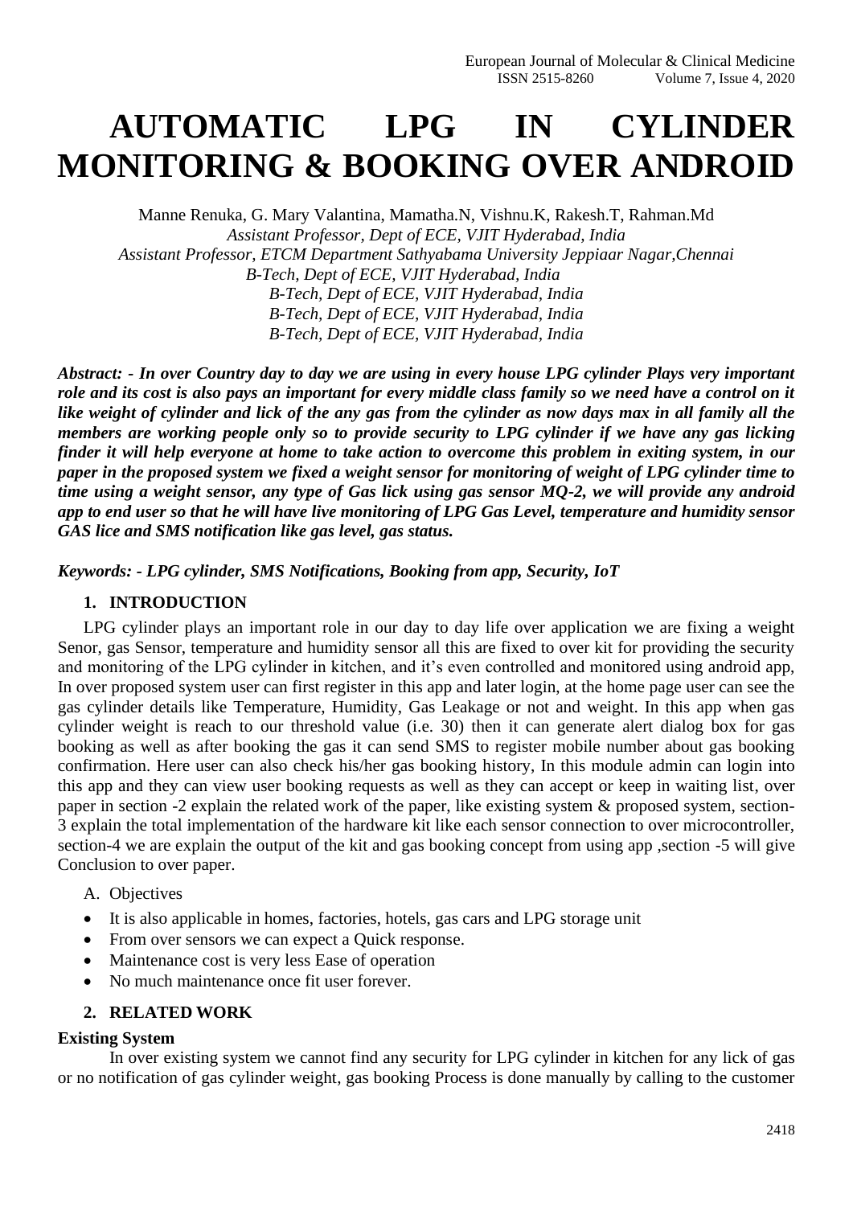# AUTOMATIC LPG IN CYLINDER MONITORING & BOOKING OVER ANDROID

Manne Renuka, G. Mary Valantina, Mamatha.N, Vishnu.K, Rakesh.T, Rahman.Md

*Assistant Professor, Dept of ECE, VJIT Hyderabad, India*
*Assistant Professor, ETCM Department Sathyabama University Jeppiaar Nagar,Chennai*
*B-Tech, Dept of ECE, VJIT Hyderabad, India*
*B-Tech, Dept of ECE, VJIT Hyderabad, India*
*B-Tech, Dept of ECE, VJIT Hyderabad, India*
*B-Tech, Dept of ECE, VJIT Hyderabad, India*

***Abstract: - In over Country day to day we are using in every house LPG cylinder Plays very important role and its cost is also pays an important for every middle class family so we need have a control on it like weight of cylinder and lick of the any gas from the cylinder as now days max in all family all the members are working people only so to provide security to LPG cylinder if we have any gas licking finder it will help everyone at home to take action to overcome this problem in exiting system, in our paper in the proposed system we fixed a weight sensor for monitoring of weight of LPG cylinder time to time using a weight sensor, any type of Gas lick using gas sensor MQ-2, we will provide any android app to end user so that he will have live monitoring of LPG Gas Level, temperature and humidity sensor GAS lice and SMS notification like gas level, gas status.***

***Keywords: - LPG cylinder, SMS Notifications, Booking from app, Security, IoT***

## 1. INTRODUCTION

LPG cylinder plays an important role in our day to day life over application we are fixing a weight Senor, gas Sensor, temperature and humidity sensor all this are fixed to over kit for providing the security and monitoring of the LPG cylinder in kitchen, and it's even controlled and monitored using android app, In over proposed system user can first register in this app and later login, at the home page user can see the gas cylinder details like Temperature, Humidity, Gas Leakage or not and weight. In this app when gas cylinder weight is reach to our threshold value (i.e. 30) then it can generate alert dialog box for gas booking as well as after booking the gas it can send SMS to register mobile number about gas booking confirmation. Here user can also check his/her gas booking history, In this module admin can login into this app and they can view user booking requests as well as they can accept or keep in waiting list, over paper in section -2 explain the related work of the paper, like existing system & proposed system, section-3 explain the total implementation of the hardware kit like each sensor connection to over microcontroller, section-4 we are explain the output of the kit and gas booking concept from using app ,section -5 will give Conclusion to over paper.

A. Objectives

- It is also applicable in homes, factories, hotels, gas cars and LPG storage unit
- From over sensors we can expect a Quick response.
- Maintenance cost is very less Ease of operation
- No much maintenance once fit user forever.

## 2. RELATED WORK

**Existing System**

In over existing system we cannot find any security for LPG cylinder in kitchen for any lick of gas or no notification of gas cylinder weight, gas booking Process is done manually by calling to the customer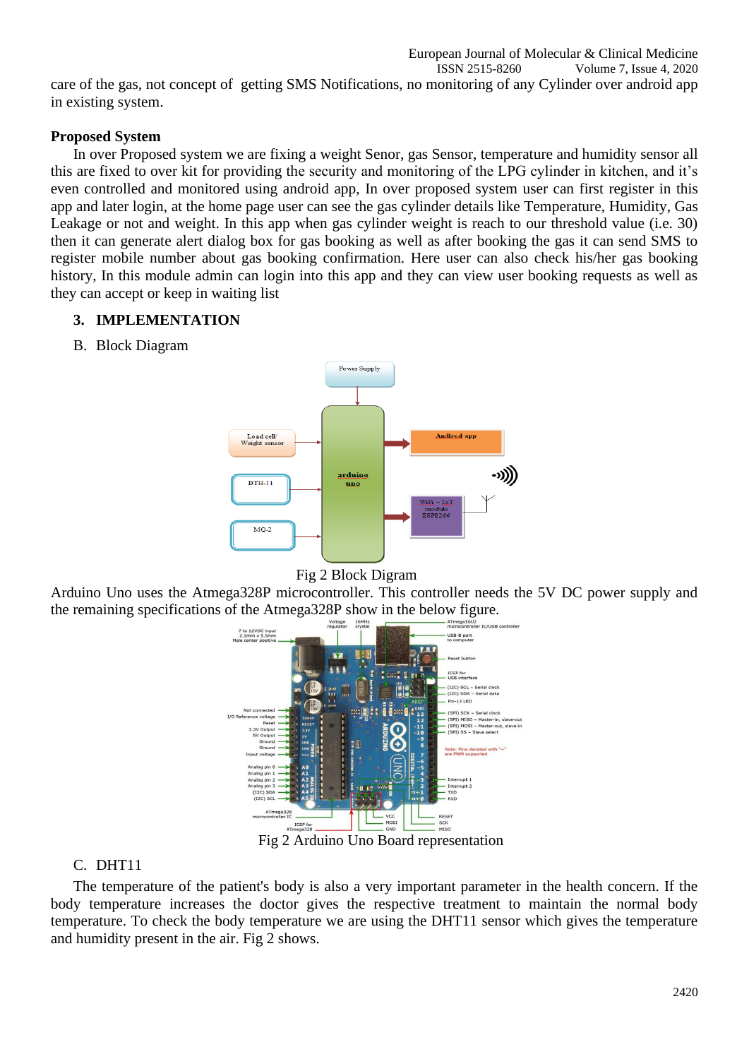care of the gas, not concept of getting SMS Notifications, no monitoring of any Cylinder over android app in existing system.

**Proposed System**

In over Proposed system we are fixing a weight Senor, gas Sensor, temperature and humidity sensor all this are fixed to over kit for providing the security and monitoring of the LPG cylinder in kitchen, and it's even controlled and monitored using android app, In over proposed system user can first register in this app and later login, at the home page user can see the gas cylinder details like Temperature, Humidity, Gas Leakage or not and weight. In this app when gas cylinder weight is reach to our threshold value (i.e. 30) then it can generate alert dialog box for gas booking as well as after booking the gas it can send SMS to register mobile number about gas booking confirmation. Here user can also check his/her gas booking history, In this module admin can login into this app and they can view user booking requests as well as they can accept or keep in waiting list

## 3. IMPLEMENTATION

B. Block Diagram

Fig 2 Block Digram

Arduino Uno uses the Atmega328P microcontroller. This controller needs the 5V DC power supply and the remaining specifications of the Atmega328P show in the below figure.

Fig 2 Arduino Uno Board representation

C. DHT11

The temperature of the patient's body is also a very important parameter in the health concern. If the body temperature increases the doctor gives the respective treatment to maintain the normal body temperature. To check the body temperature we are using the DHT11 sensor which gives the temperature and humidity present in the air. Fig 2 shows.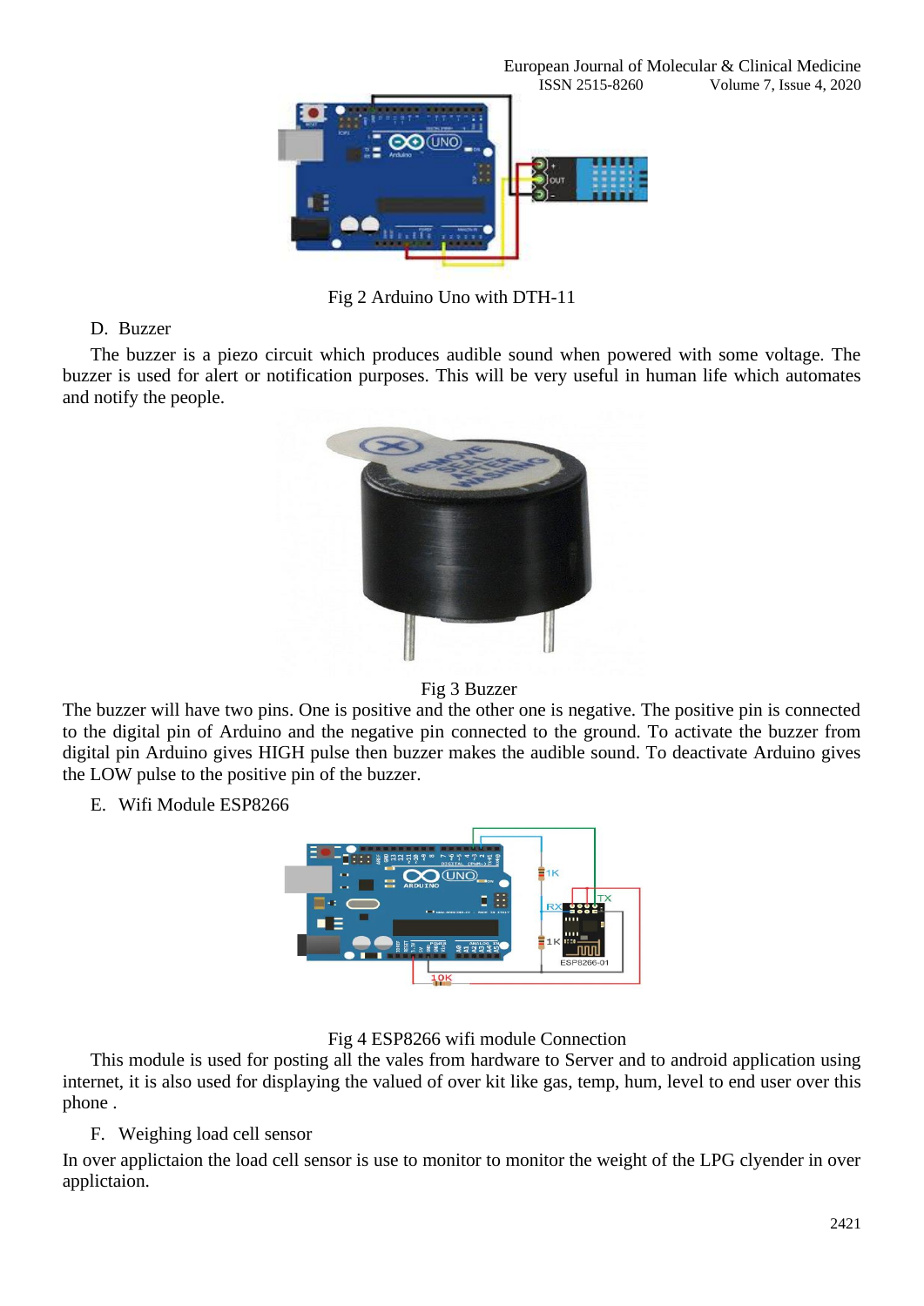Fig 2 Arduino Uno with DTH-11

D. Buzzer

The buzzer is a piezo circuit which produces audible sound when powered with some voltage. The buzzer is used for alert or notification purposes. This will be very useful in human life which automates and notify the people.

Fig 3 Buzzer

The buzzer will have two pins. One is positive and the other one is negative. The positive pin is connected to the digital pin of Arduino and the negative pin connected to the ground. To activate the buzzer from digital pin Arduino gives HIGH pulse then buzzer makes the audible sound. To deactivate Arduino gives the LOW pulse to the positive pin of the buzzer.

E. Wifi Module ESP8266

Fig 4 ESP8266 wifi module Connection

This module is used for posting all the vales from hardware to Server and to android application using internet, it is also used for displaying the valued of over kit like gas, temp, hum, level to end user over this phone .

F. Weighing load cell sensor

In over applictaion the load cell sensor is use to monitor to monitor the weight of the LPG clyender in over applictaion.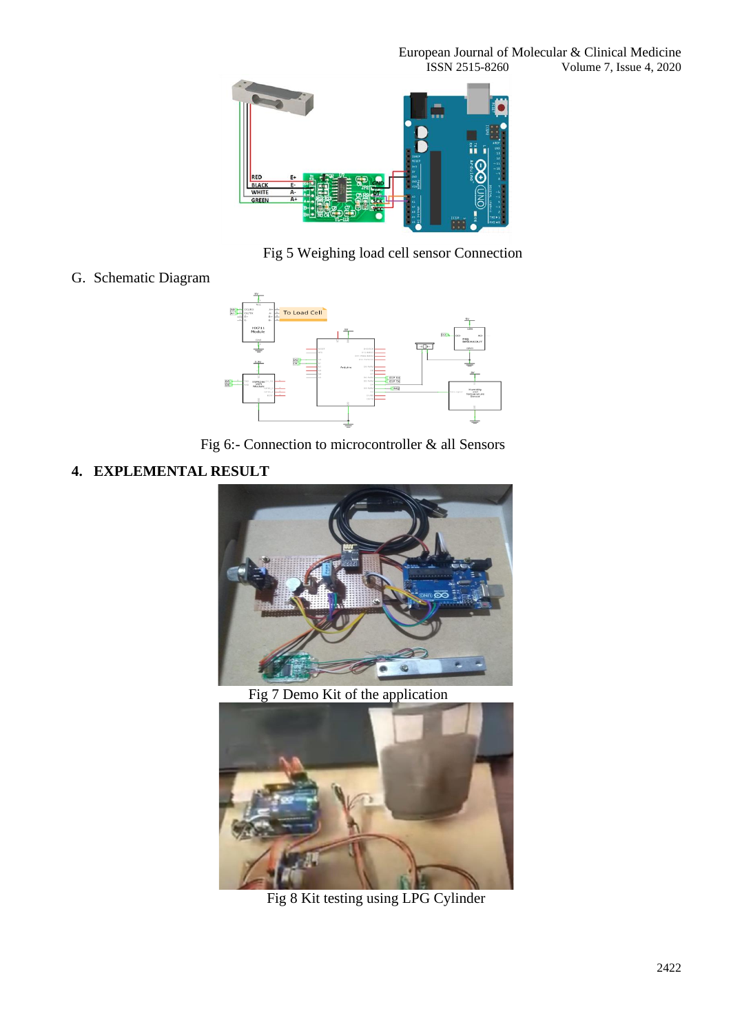Fig 5 Weighing load cell sensor Connection

G. Schematic Diagram

Fig 6:- Connection to microcontroller & all Sensors

## 4. EXPLEMENTAL RESULT

Fig 7 Demo Kit of the application

Fig 8 Kit testing using LPG Cylinder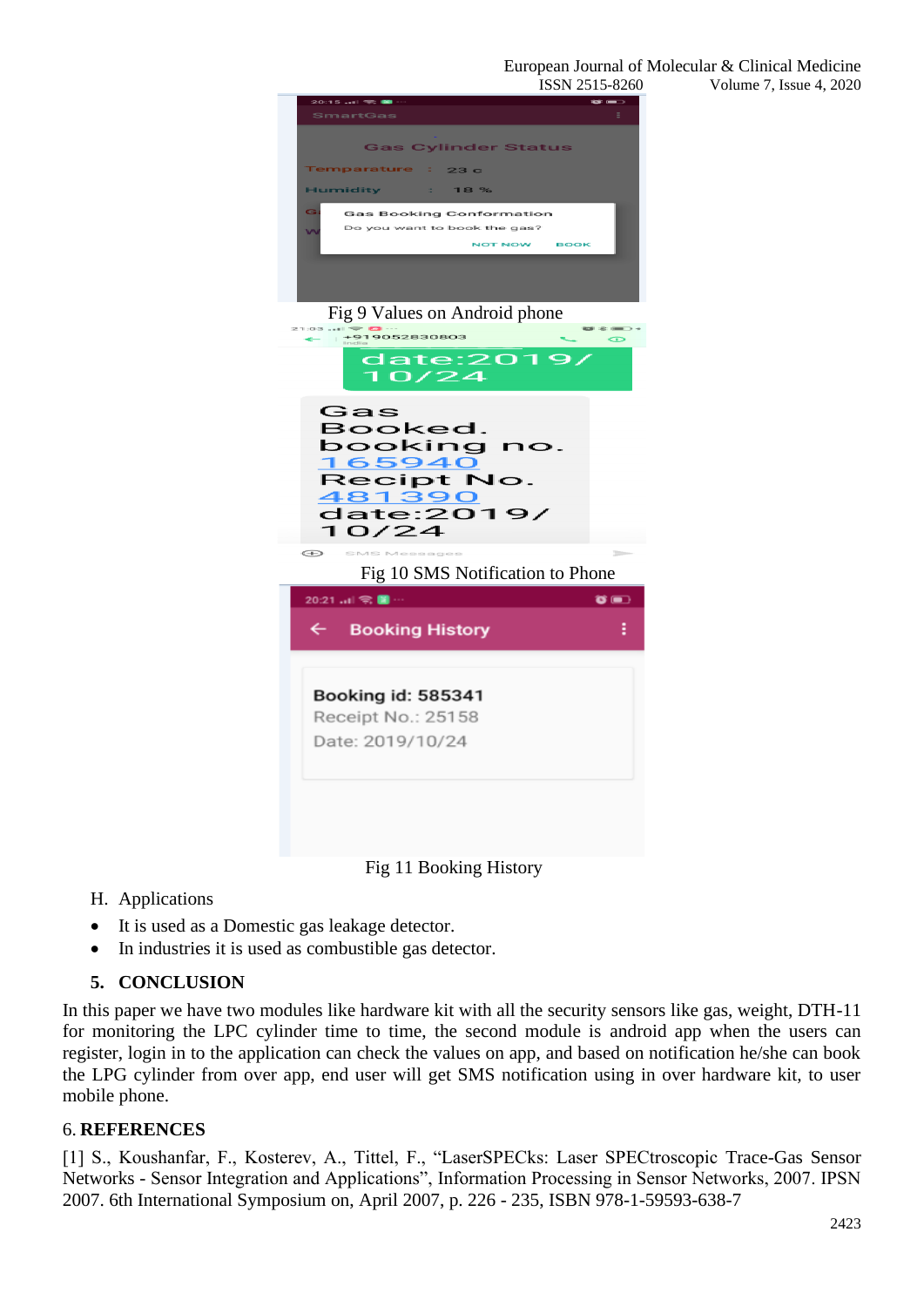Fig 9 Values on Android phone

Fig 10 SMS Notification to Phone

Fig 11 Booking History

H. Applications

- It is used as a Domestic gas leakage detector.
- In industries it is used as combustible gas detector.

## 5. CONCLUSION

In this paper we have two modules like hardware kit with all the security sensors like gas, weight, DTH-11 for monitoring the LPC cylinder time to time, the second module is android app when the users can register, login in to the application can check the values on app, and based on notification he/she can book the LPG cylinder from over app, end user will get SMS notification using in over hardware kit, to user mobile phone.

## 6. REFERENCES

[1] S., Koushanfar, F., Kosterev, A., Tittel, F., "LaserSPECks: Laser SPECtroscopic Trace-Gas Sensor Networks - Sensor Integration and Applications", Information Processing in Sensor Networks, 2007. IPSN 2007. 6th International Symposium on, April 2007, p. 226 - 235, ISBN 978-1-59593-638-7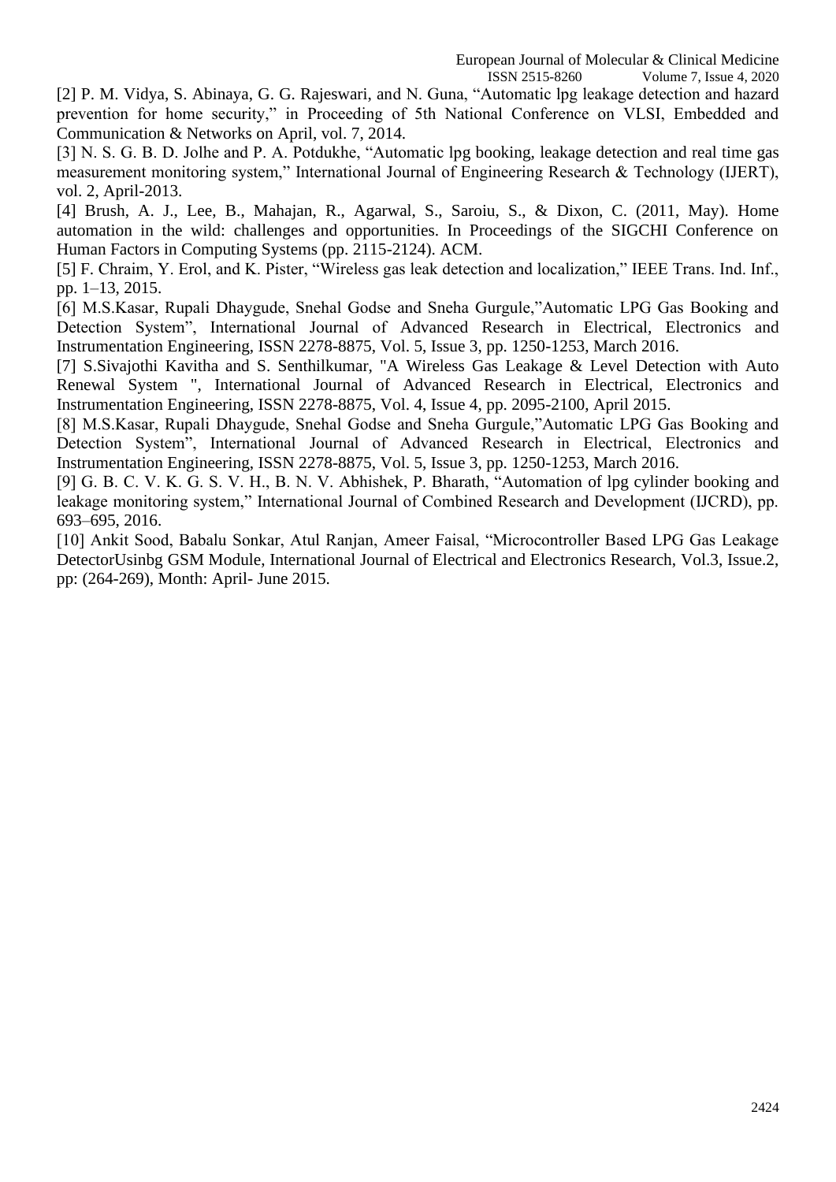[2] P. M. Vidya, S. Abinaya, G. G. Rajeswari, and N. Guna, "Automatic lpg leakage detection and hazard prevention for home security," in Proceeding of 5th National Conference on VLSI, Embedded and Communication & Networks on April, vol. 7, 2014.

[3] N. S. G. B. D. Jolhe and P. A. Potdukhe, "Automatic lpg booking, leakage detection and real time gas measurement monitoring system," International Journal of Engineering Research & Technology (IJERT), vol. 2, April-2013.

[4] Brush, A. J., Lee, B., Mahajan, R., Agarwal, S., Saroiu, S., & Dixon, C. (2011, May). Home automation in the wild: challenges and opportunities. In Proceedings of the SIGCHI Conference on Human Factors in Computing Systems (pp. 2115-2124). ACM.

[5] F. Chraim, Y. Erol, and K. Pister, "Wireless gas leak detection and localization," IEEE Trans. Ind. Inf., pp. 1–13, 2015.

[6] M.S.Kasar, Rupali Dhaygude, Snehal Godse and Sneha Gurgule,"Automatic LPG Gas Booking and Detection System", International Journal of Advanced Research in Electrical, Electronics and Instrumentation Engineering, ISSN 2278-8875, Vol. 5, Issue 3, pp. 1250-1253, March 2016.

[7] S.Sivajothi Kavitha and S. Senthilkumar, "A Wireless Gas Leakage & Level Detection with Auto Renewal System ", International Journal of Advanced Research in Electrical, Electronics and Instrumentation Engineering, ISSN 2278-8875, Vol. 4, Issue 4, pp. 2095-2100, April 2015.

[8] M.S.Kasar, Rupali Dhaygude, Snehal Godse and Sneha Gurgule,"Automatic LPG Gas Booking and Detection System", International Journal of Advanced Research in Electrical, Electronics and Instrumentation Engineering, ISSN 2278-8875, Vol. 5, Issue 3, pp. 1250-1253, March 2016.

[9] G. B. C. V. K. G. S. V. H., B. N. V. Abhishek, P. Bharath, "Automation of lpg cylinder booking and leakage monitoring system," International Journal of Combined Research and Development (IJCRD), pp. 693–695, 2016.

[10] Ankit Sood, Babalu Sonkar, Atul Ranjan, Ameer Faisal, "Microcontroller Based LPG Gas Leakage DetectorUsinbg GSM Module, International Journal of Electrical and Electronics Research, Vol.3, Issue.2, pp: (264-269), Month: April- June 2015.